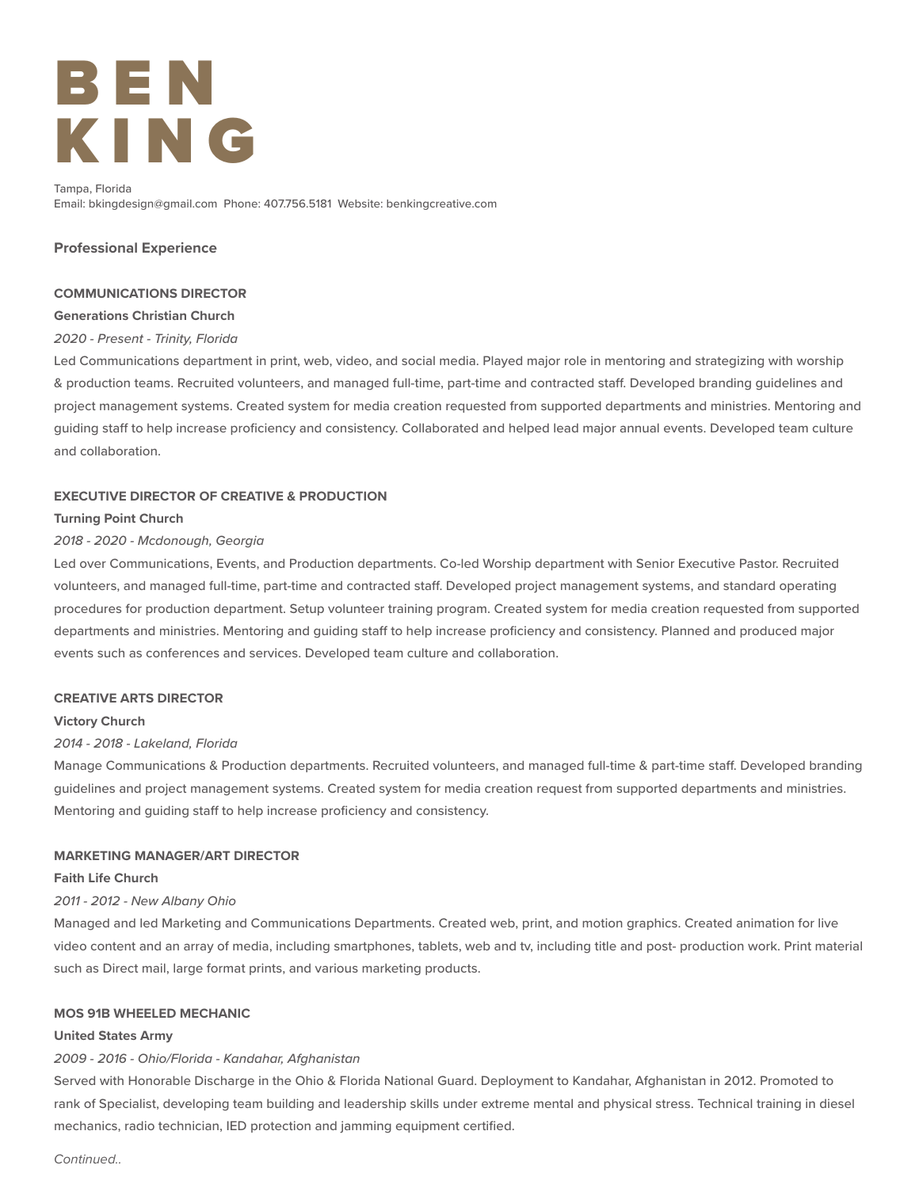# BEN KING

Tampa, Florida
Email: bkingdesign@gmail.com  Phone: 407.756.5181  Website: benkingcreative.com

## Professional Experience

### COMMUNICATIONS DIRECTOR

**Generations Christian Church**

*2020 - Present - Trinity, Florida*

Led Communications department in print, web, video, and social media. Played major role in mentoring and strategizing with worship & production teams. Recruited volunteers, and managed full-time, part-time and contracted staff. Developed branding guidelines and project management systems. Created system for media creation requested from supported departments and ministries. Mentoring and guiding staff to help increase proficiency and consistency. Collaborated and helped lead major annual events. Developed team culture and collaboration.

### EXECUTIVE DIRECTOR OF CREATIVE & PRODUCTION

**Turning Point Church**

*2018 - 2020 - Mcdonough, Georgia*

Led over Communications, Events, and Production departments. Co-led Worship department with Senior Executive Pastor. Recruited volunteers, and managed full-time, part-time and contracted staff. Developed project management systems, and standard operating procedures for production department. Setup volunteer training program. Created system for media creation requested from supported departments and ministries. Mentoring and guiding staff to help increase proficiency and consistency. Planned and produced major events such as conferences and services. Developed team culture and collaboration.

### CREATIVE ARTS DIRECTOR

**Victory Church**

*2014 - 2018 - Lakeland, Florida*

Manage Communications & Production departments. Recruited volunteers, and managed full-time & part-time staff. Developed branding guidelines and project management systems. Created system for media creation request from supported departments and ministries. Mentoring and guiding staff to help increase proficiency and consistency.

### MARKETING MANAGER/ART DIRECTOR

**Faith Life Church**

*2011 - 2012 - New Albany Ohio*

Managed and led Marketing and Communications Departments. Created web, print, and motion graphics. Created animation for live video content and an array of media, including smartphones, tablets, web and tv, including title and post- production work. Print material such as Direct mail, large format prints, and various marketing products.

### MOS 91B WHEELED MECHANIC

**United States Army**

*2009 - 2016 - Ohio/Florida - Kandahar, Afghanistan*

Served with Honorable Discharge in the Ohio & Florida National Guard. Deployment to Kandahar, Afghanistan in 2012. Promoted to rank of Specialist, developing team building and leadership skills under extreme mental and physical stress. Technical training in diesel mechanics, radio technician, IED protection and jamming equipment certified.

*Continued..*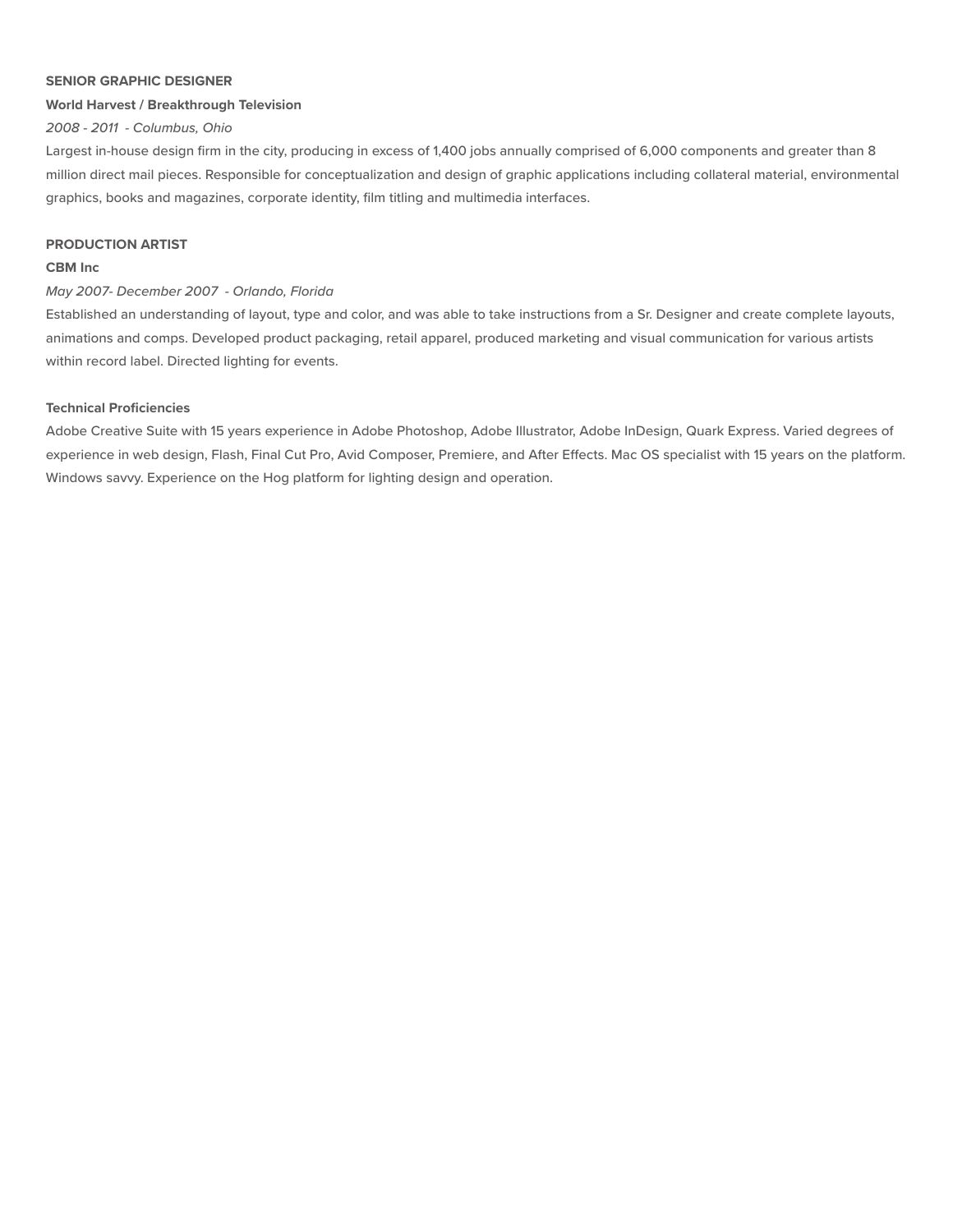**SENIOR GRAPHIC DESIGNER**

**World Harvest / Breakthrough Television**

*2008 - 2011 - Columbus, Ohio*

Largest in-house design firm in the city, producing in excess of 1,400 jobs annually comprised of 6,000 components and greater than 8 million direct mail pieces. Responsible for conceptualization and design of graphic applications including collateral material, environmental graphics, books and magazines, corporate identity, film titling and multimedia interfaces.

**PRODUCTION ARTIST**

**CBM Inc**

*May 2007- December 2007 - Orlando, Florida*

Established an understanding of layout, type and color, and was able to take instructions from a Sr. Designer and create complete layouts, animations and comps. Developed product packaging, retail apparel, produced marketing and visual communication for various artists within record label. Directed lighting for events.

**Technical Proficiencies**

Adobe Creative Suite with 15 years experience in Adobe Photoshop, Adobe Illustrator, Adobe InDesign, Quark Express. Varied degrees of experience in web design, Flash, Final Cut Pro, Avid Composer, Premiere, and After Effects. Mac OS specialist with 15 years on the platform. Windows savvy. Experience on the Hog platform for lighting design and operation.